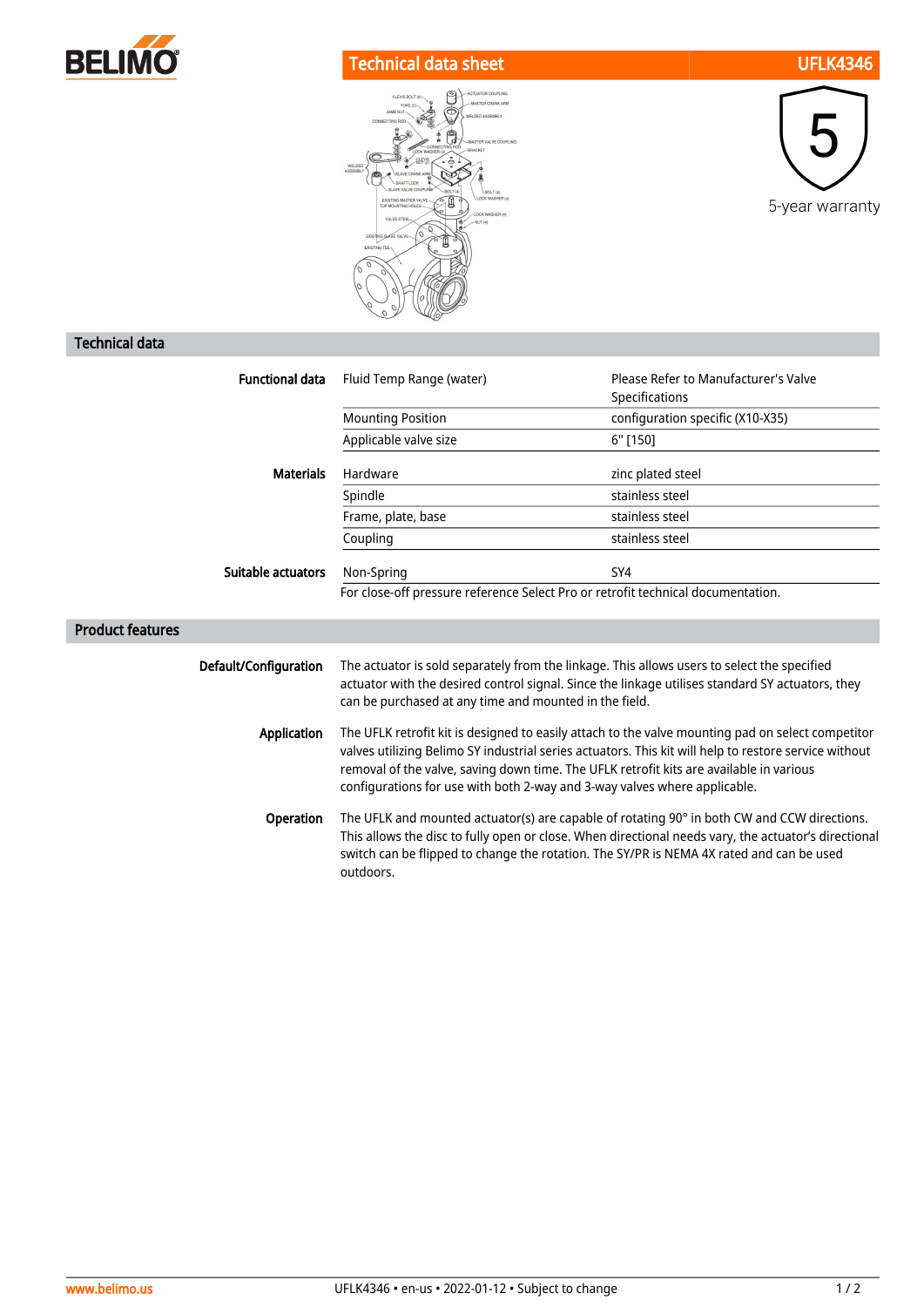# Technical data sheet UFLK4346

5-year warranty

## Technical data

| | | |
|---|---|---|
| **Functional data** | Fluid Temp Range (water) | Please Refer to Manufacturer's Valve Specifications |
| | Mounting Position | configuration specific (X10-X35) |
| | Applicable valve size | 6" [150] |
| **Materials** | Hardware | zinc plated steel |
| | Spindle | stainless steel |
| | Frame, plate, base | stainless steel |
| | Coupling | stainless steel |
| **Suitable actuators** | Non-Spring | SY4 |

For close-off pressure reference Select Pro or retrofit technical documentation.

## Product features

**Default/Configuration**

The actuator is sold separately from the linkage. This allows users to select the specified actuator with the desired control signal. Since the linkage utilises standard SY actuators, they can be purchased at any time and mounted in the field.

**Application**

The UFLK retrofit kit is designed to easily attach to the valve mounting pad on select competitor valves utilizing Belimo SY industrial series actuators. This kit will help to restore service without removal of the valve, saving down time. The UFLK retrofit kits are available in various configurations for use with both 2-way and 3-way valves where applicable.

**Operation**

The UFLK and mounted actuator(s) are capable of rotating 90° in both CW and CCW directions. This allows the disc to fully open or close. When directional needs vary, the actuator's directional switch can be flipped to change the rotation. The SY/PR is NEMA 4X rated and can be used outdoors.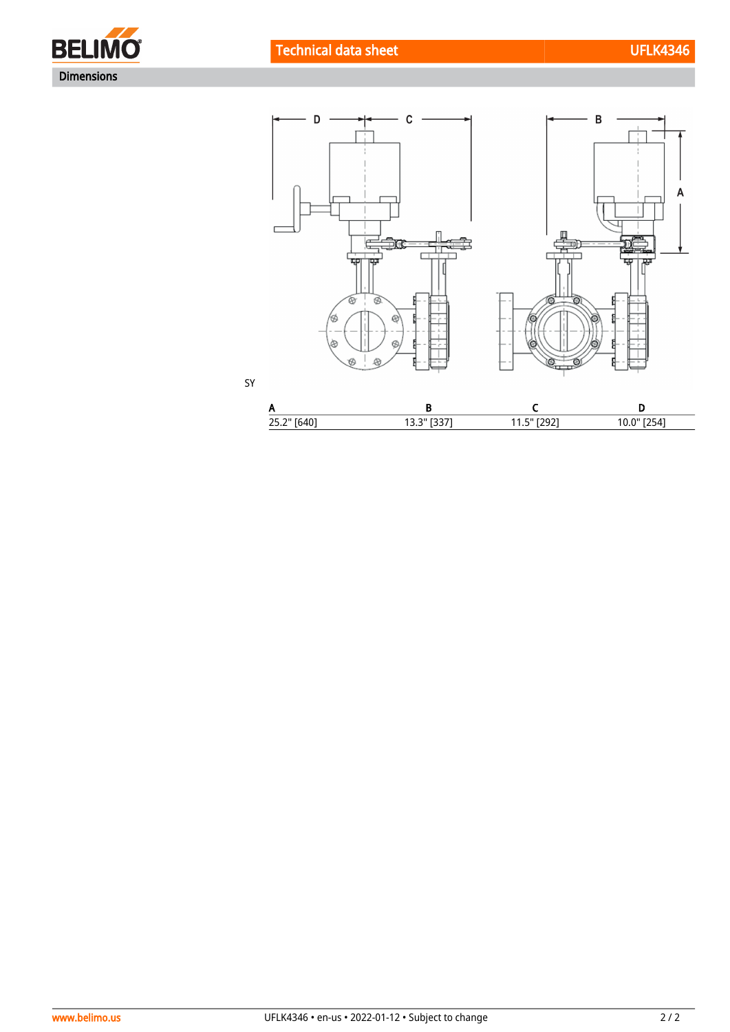## Dimensions

D C B A

SY

| A | B | C | D |
|---|---|---|---|
| 25.2" [640] | 13.3" [337] | 11.5" [292] | 10.0" [254] |